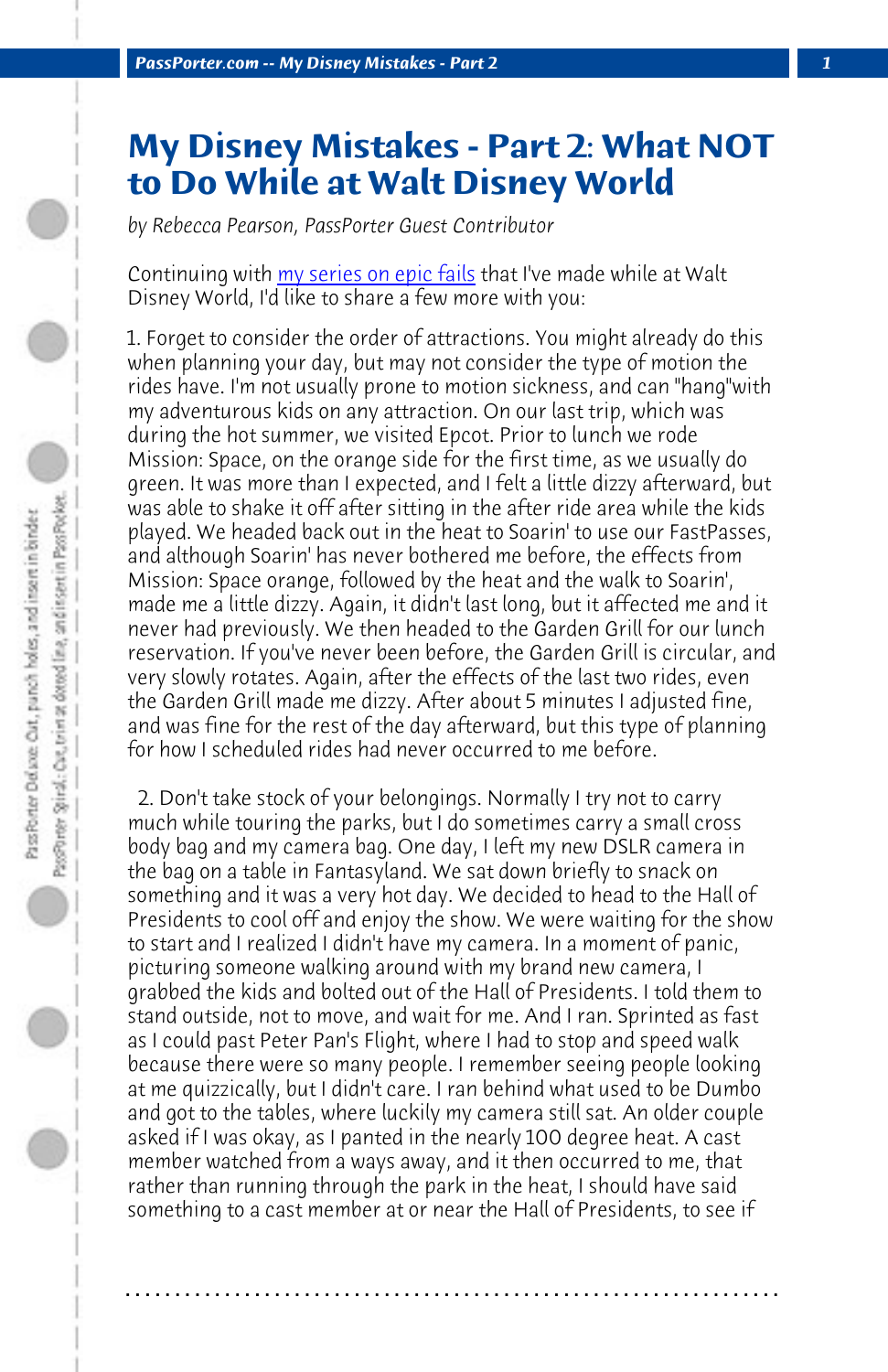# My Disney Mistakes - Part 2: What NOT to Do While at Walt Disney World

*by Rebecca Pearson, PassPorter Guest Contributor*

Continuing with my series on epic fails that I've made while at Walt Disney World, I'd like to share a few more with you:

1. Forget to consider the order of attractions. You might already do this when planning your day, but may not consider the type of motion the rides have. I'm not usually prone to motion sickness, and can "hang"with my adventurous kids on any attraction. On our last trip, which was during the hot summer, we visited Epcot. Prior to lunch we rode Mission: Space, on the orange side for the first time, as we usually do green. It was more than I expected, and I felt a little dizzy afterward, but was able to shake it off after sitting in the after ride area while the kids played. We headed back out in the heat to Soarin' to use our FastPasses, and although Soarin' has never bothered me before, the effects from Mission: Space orange, followed by the heat and the walk to Soarin', made me a little dizzy. Again, it didn't last long, but it affected me and it never had previously. We then headed to the Garden Grill for our lunch reservation. If you've never been before, the Garden Grill is circular, and very slowly rotates. Again, after the effects of the last two rides, even the Garden Grill made me dizzy. After about 5 minutes I adjusted fine, and was fine for the rest of the day afterward, but this type of planning for how I scheduled rides had never occurred to me before.

2. Don't take stock of your belongings. Normally I try not to carry much while touring the parks, but I do sometimes carry a small cross body bag and my camera bag. One day, I left my new DSLR camera in the bag on a table in Fantasyland. We sat down briefly to snack on something and it was a very hot day. We decided to head to the Hall of Presidents to cool off and enjoy the show. We were waiting for the show to start and I realized I didn't have my camera. In a moment of panic, picturing someone walking around with my brand new camera, I grabbed the kids and bolted out of the Hall of Presidents. I told them to stand outside, not to move, and wait for me. And I ran. Sprinted as fast as I could past Peter Pan's Flight, where I had to stop and speed walk because there were so many people. I remember seeing people looking at me quizzically, but I didn't care. I ran behind what used to be Dumbo and got to the tables, where luckily my camera still sat. An older couple asked if I was okay, as I panted in the nearly 100 degree heat. A cast member watched from a ways away, and it then occurred to me, that rather than running through the park in the heat, I should have said something to a cast member at or near the Hall of Presidents, to see if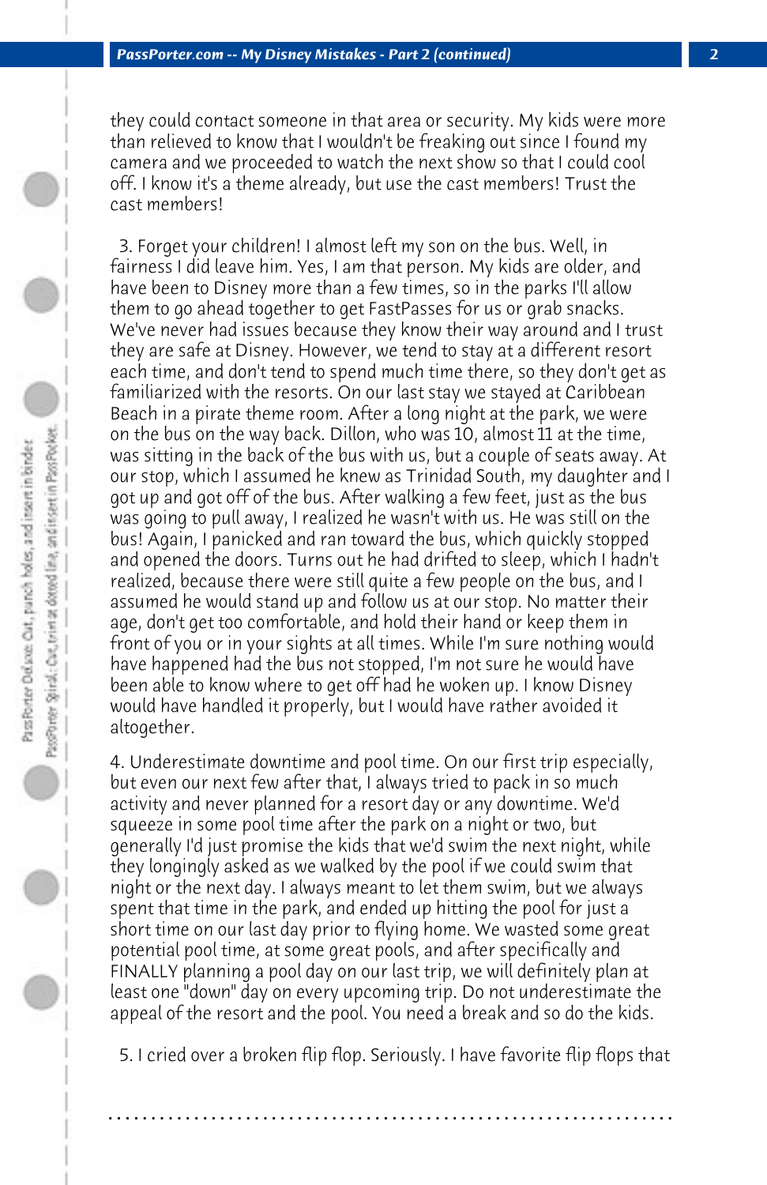they could contact someone in that area or security. My kids were more than relieved to know that I wouldn't be freaking out since I found my camera and we proceeded to watch the next show so that I could cool off. I know it's a theme already, but use the cast members! Trust the cast members!

3. Forget your children! I almost left my son on the bus. Well, in fairness I did leave him. Yes, I am that person. My kids are older, and have been to Disney more than a few times, so in the parks I'll allow them to go ahead together to get FastPasses for us or grab snacks. We've never had issues because they know their way around and I trust they are safe at Disney. However, we tend to stay at a different resort each time, and don't tend to spend much time there, so they don't get as familiarized with the resorts. On our last stay we stayed at Caribbean Beach in a pirate theme room. After a long night at the park, we were on the bus on the way back. Dillon, who was 10, almost 11 at the time, was sitting in the back of the bus with us, but a couple of seats away. At our stop, which I assumed he knew as Trinidad South, my daughter and I got up and got off of the bus. After walking a few feet, just as the bus was going to pull away, I realized he wasn't with us. He was still on the bus! Again, I panicked and ran toward the bus, which quickly stopped and opened the doors. Turns out he had drifted to sleep, which I hadn't realized, because there were still quite a few people on the bus, and I assumed he would stand up and follow us at our stop. No matter their age, don't get too comfortable, and hold their hand or keep them in front of you or in your sights at all times. While I'm sure nothing would have happened had the bus not stopped, I'm not sure he would have been able to know where to get off had he woken up. I know Disney would have handled it properly, but I would have rather avoided it altogether.

4. Underestimate downtime and pool time. On our first trip especially, but even our next few after that, I always tried to pack in so much activity and never planned for a resort day or any downtime. We'd squeeze in some pool time after the park on a night or two, but generally I'd just promise the kids that we'd swim the next night, while they longingly asked as we walked by the pool if we could swim that night or the next day. I always meant to let them swim, but we always spent that time in the park, and ended up hitting the pool for just a short time on our last day prior to flying home. We wasted some great potential pool time, at some great pools, and after specifically and FINALLY planning a pool day on our last trip, we will definitely plan at least one "down" day on every upcoming trip. Do not underestimate the appeal of the resort and the pool. You need a break and so do the kids.

5. I cried over a broken flip flop. Seriously. I have favorite flip flops that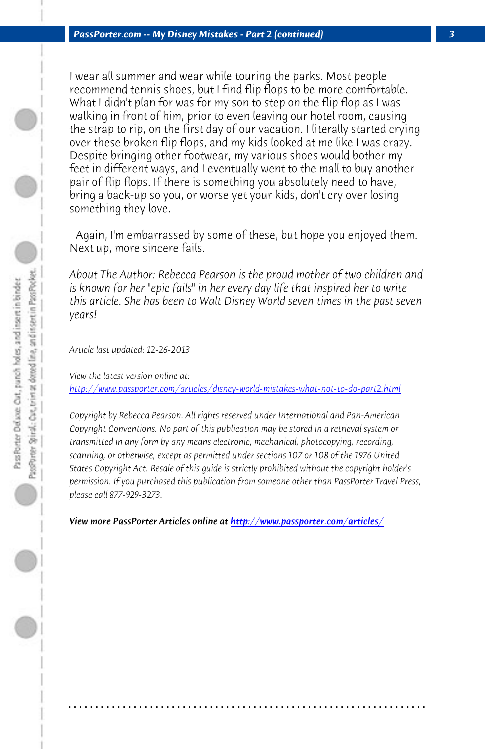I wear all summer and wear while touring the parks. Most people recommend tennis shoes, but I find flip flops to be more comfortable. What I didn't plan for was for my son to step on the flip flop as I was walking in front of him, prior to even leaving our hotel room, causing the strap to rip, on the first day of our vacation. I literally started crying over these broken flip flops, and my kids looked at me like I was crazy. Despite bringing other footwear, my various shoes would bother my feet in different ways, and I eventually went to the mall to buy another pair of flip flops. If there is something you absolutely need to have, bring a back-up so you, or worse yet your kids, don't cry over losing something they love.

Again, I'm embarrassed by some of these, but hope you enjoyed them. Next up, more sincere fails.

*About The Author: Rebecca Pearson is the proud mother of two children and is known for her "epic fails" in her every day life that inspired her to write this article. She has been to Walt Disney World seven times in the past seven years!*

*Article last updated: 12-26-2013*

*View the latest version online at:*
*http://www.passporter.com/articles/disney-world-mistakes-what-not-to-do-part2.html*

*Copyright by Rebecca Pearson. All rights reserved under International and Pan-American Copyright Conventions. No part of this publication may be stored in a retrieval system or transmitted in any form by any means electronic, mechanical, photocopying, recording, scanning, or otherwise, except as permitted under sections 107 or 108 of the 1976 United States Copyright Act. Resale of this guide is strictly prohibited without the copyright holder's permission. If you purchased this publication from someone other than PassPorter Travel Press, please call 877-929-3273.*

***View more PassPorter Articles online at http://www.passporter.com/articles/***